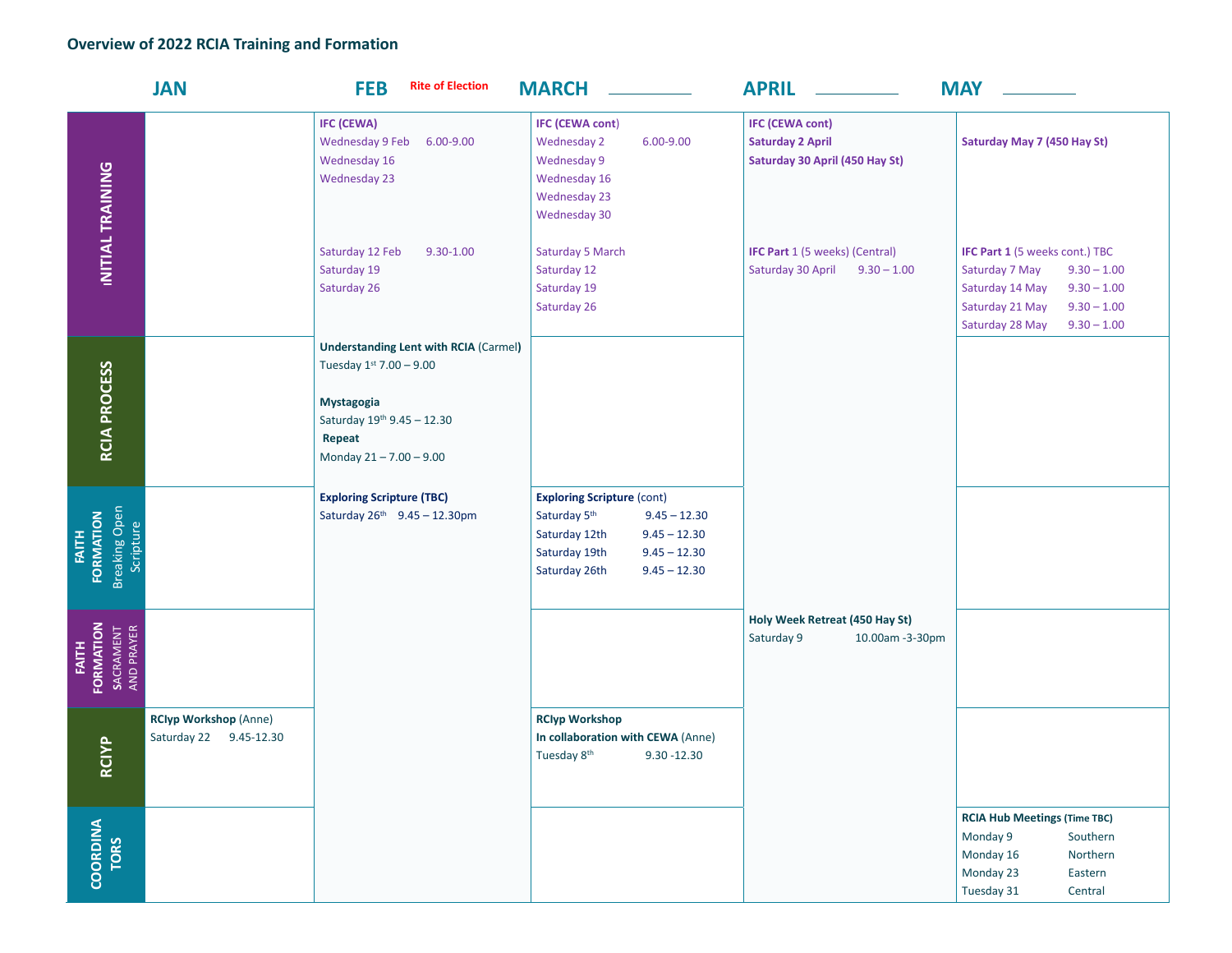## Overview of 2022 RCIA Training and Formation

| | JAN | FEB **Rite of Election** | MARCH | APRIL | MAY |
|---|---|---|---|---|---|
| **INITIAL TRAINING** | | **IFC (CEWA)**<br>Wednesday 9 Feb 6.00-9.00<br>Wednesday 16<br>Wednesday 23<br><br>Saturday 12 Feb 9.30-1.00<br>Saturday 19<br>Saturday 26 | **IFC (CEWA cont)**<br>Wednesday 2 6.00-9.00<br>Wednesday 9<br>Wednesday 16<br>Wednesday 23<br>Wednesday 30<br><br>Saturday 5 March<br>Saturday 12<br>Saturday 19<br>Saturday 26 | **IFC (CEWA cont)**<br>**Saturday 2 April**<br>**Saturday 30 April (450 Hay St)**<br><br>**IFC Part** 1 (5 weeks) (Central)<br>Saturday 30 April 9.30 – 1.00 | **Saturday May 7 (450 Hay St)**<br><br>**IFC Part 1** (5 weeks cont.) TBC<br>Saturday 7 May 9.30 – 1.00<br>Saturday 14 May 9.30 – 1.00<br>Saturday 21 May 9.30 – 1.00<br>Saturday 28 May 9.30 – 1.00 |
| **RCIA PROCESS** | | **Understanding Lent with RCIA** (Carmel)<br>Tuesday 1st 7.00 – 9.00<br><br>**Mystagogia**<br>Saturday 19th 9.45 – 12.30<br>**Repeat**<br>Monday 21 – 7.00 – 9.00 | | | |
| **FAITH FORMATION** Breaking Open Scripture | | **Exploring Scripture (TBC)**<br>Saturday 26th 9.45 – 12.30pm | **Exploring Scripture** (cont)<br>Saturday 5th 9.45 – 12.30<br>Saturday 12th 9.45 – 12.30<br>Saturday 19th 9.45 – 12.30<br>Saturday 26th 9.45 – 12.30 | | |
| **FAITH FORMATION** SACRAMENT AND PRAYER | | | | **Holy Week Retreat (450 Hay St)**<br>Saturday 9 10.00am -3-30pm | |
| **RCIYP** | **RCIyp Workshop** (Anne)<br>Saturday 22 9.45-12.30 | | **RCIyp Workshop**<br>**In collaboration with CEWA** (Anne)<br>Tuesday 8th 9.30 -12.30 | | |
| **COORDINATORS** | | | | | **RCIA Hub Meetings (Time TBC)**<br>Monday 9 Southern<br>Monday 16 Northern<br>Monday 23 Eastern<br>Tuesday 31 Central |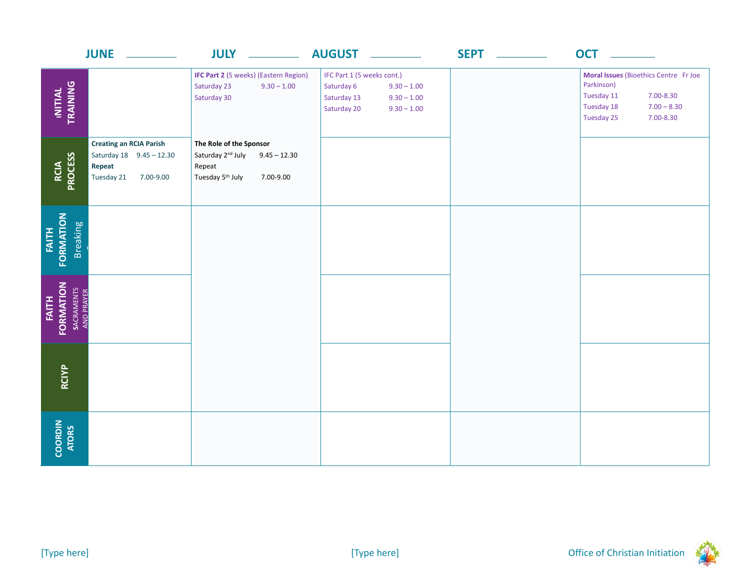| | JUNE | JULY | AUGUST | SEPT | OCT |
|---|---|---|---|---|---|
| INITIAL TRAINING | | **IFC Part 2** (5 weeks) (Eastern Region)<br>Saturday 23 9.30 – 1.00<br>Saturday 30 | IFC Part 1 (5 weeks cont.)<br>Saturday 6 9.30 – 1.00<br>Saturday 13 9.30 – 1.00<br>Saturday 20 9.30 – 1.00 | | **Moral Issues** (Bioethics Centre Fr Joe Parkinson)<br>Tuesday 11 7.00-8.30<br>Tuesday 18 7.00 – 8.30<br>Tuesday 25 7.00-8.30 |
| RCIA PROCESS | **Creating an RCIA Parish**<br>Saturday 18 9.45 – 12.30<br>**Repeat**<br>Tuesday 21 7.00-9.00 | **The Role of the Sponsor**<br>Saturday 2nd July 9.45 – 12.30<br>Repeat<br>Tuesday 5th July 7.00-9.00 | | | |
| FAITH FORMATION Breaking | | | | | |
| FAITH FORMATION SACRAMENTS AND PRAYER | | | | | |
| RCIYP | | | | | |
| COORDINATORS | | | | | |

[Type here] [Type here] Office of Christian Initiation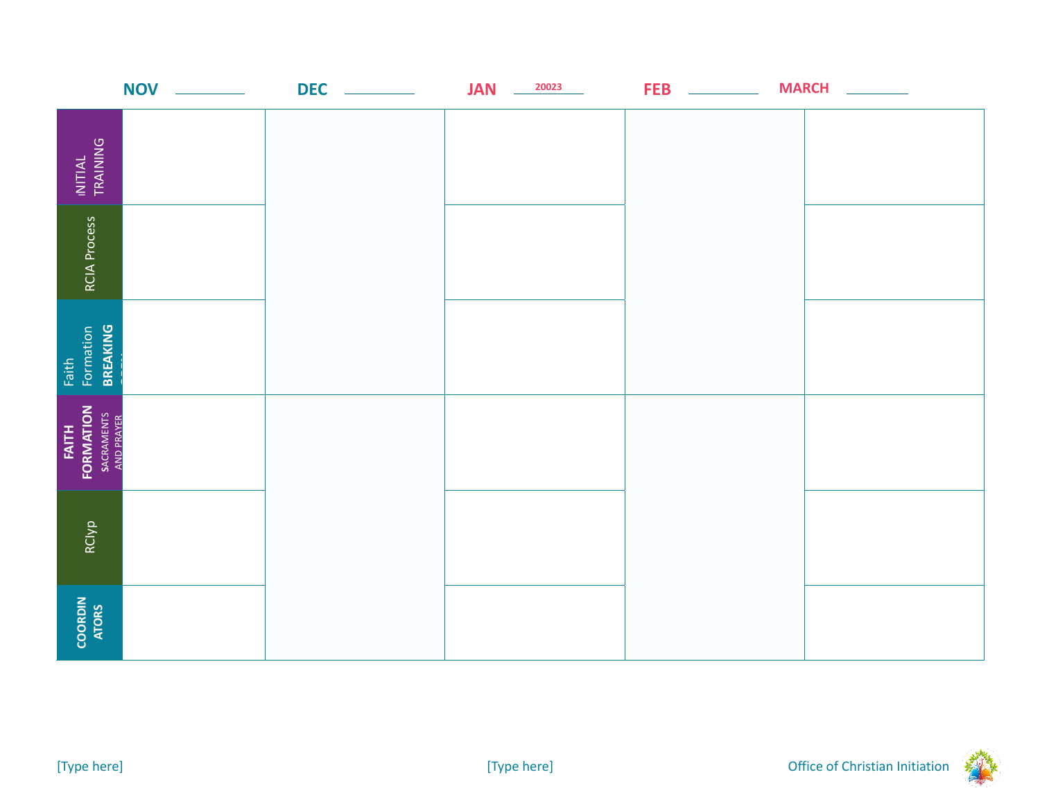| | NOV ________ | DEC ________ | JAN 20023 | FEB ________ | MARCH ________ |
|---|---|---|---|---|---|
| INITIAL TRAINING | | | | | |
| RCIA Process | | | | | |
| Faith Formation **BREAKING** | | | | | |
| **FAITH FORMATION** SACRAMENTS AND PRAYER | | | | | |
| RCIyp | | | | | |
| **COORDINATORS** | | | | | |

[Type here] [Type here] Office of Christian Initiation